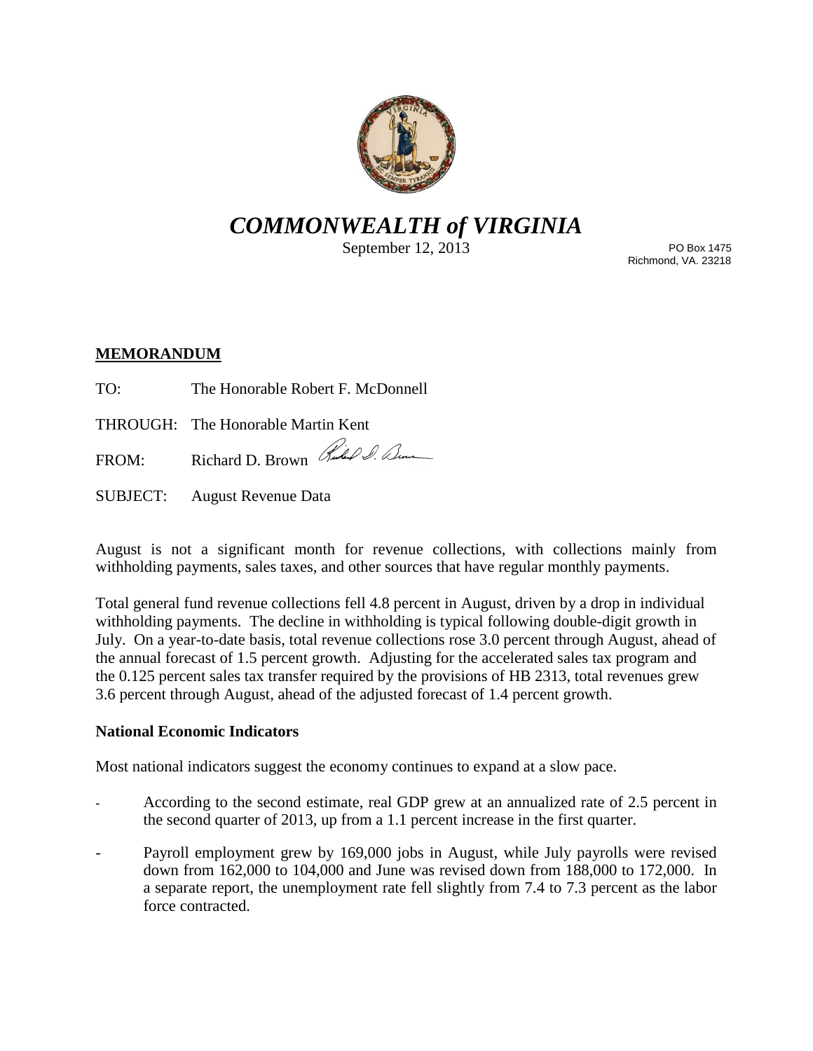# *COMMONWEALTH of VIRGINIA*

September 12, 2013

PO Box 1475
Richmond, VA. 23218

**MEMORANDUM**

TO: The Honorable Robert F. McDonnell

THROUGH: The Honorable Martin Kent

FROM: Richard D. Brown

SUBJECT: August Revenue Data

August is not a significant month for revenue collections, with collections mainly from withholding payments, sales taxes, and other sources that have regular monthly payments.

Total general fund revenue collections fell 4.8 percent in August, driven by a drop in individual withholding payments. The decline in withholding is typical following double-digit growth in July. On a year-to-date basis, total revenue collections rose 3.0 percent through August, ahead of the annual forecast of 1.5 percent growth. Adjusting for the accelerated sales tax program and the 0.125 percent sales tax transfer required by the provisions of HB 2313, total revenues grew 3.6 percent through August, ahead of the adjusted forecast of 1.4 percent growth.

### National Economic Indicators

Most national indicators suggest the economy continues to expand at a slow pace.

- According to the second estimate, real GDP grew at an annualized rate of 2.5 percent in the second quarter of 2013, up from a 1.1 percent increase in the first quarter.
- Payroll employment grew by 169,000 jobs in August, while July payrolls were revised down from 162,000 to 104,000 and June was revised down from 188,000 to 172,000. In a separate report, the unemployment rate fell slightly from 7.4 to 7.3 percent as the labor force contracted.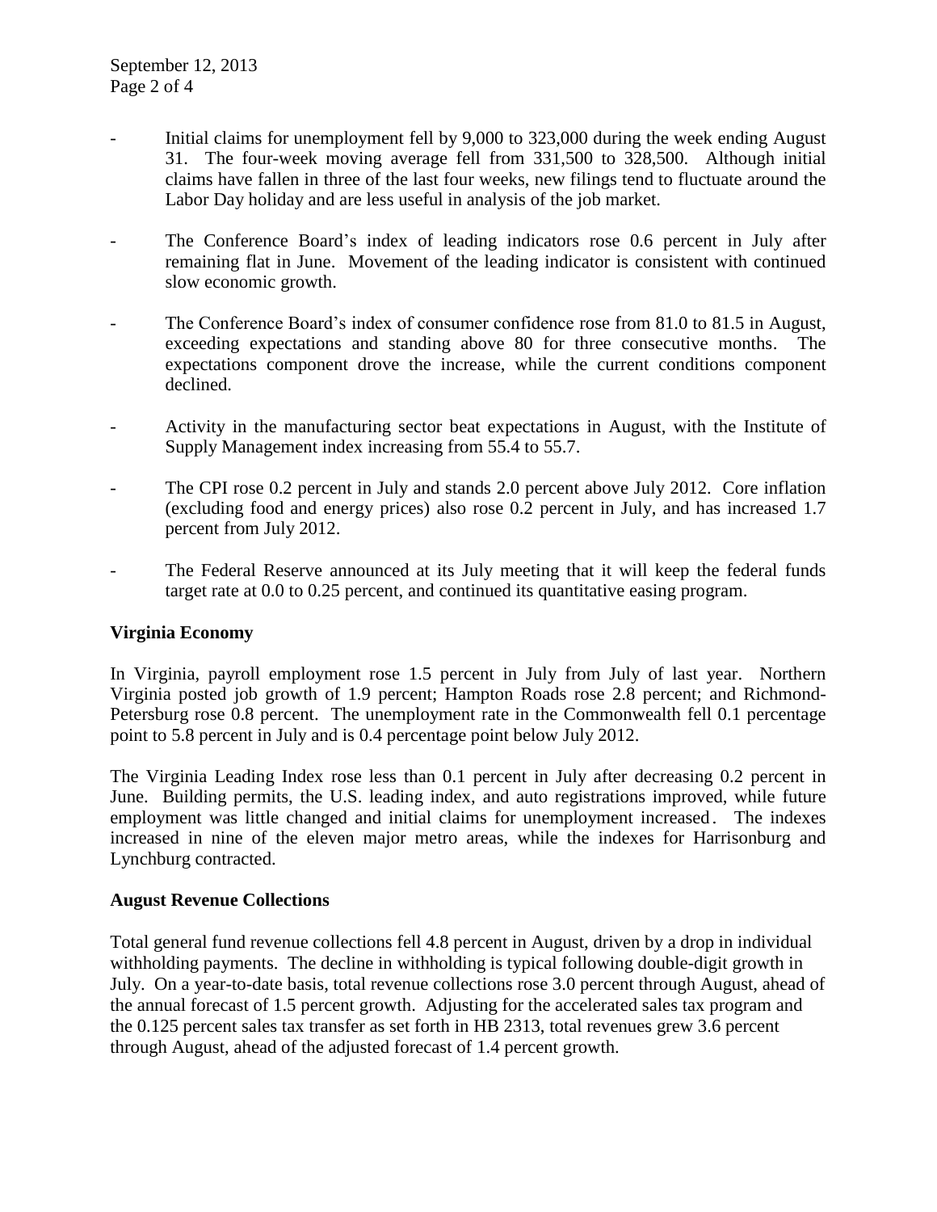- Initial claims for unemployment fell by 9,000 to 323,000 during the week ending August 31. The four-week moving average fell from 331,500 to 328,500. Although initial claims have fallen in three of the last four weeks, new filings tend to fluctuate around the Labor Day holiday and are less useful in analysis of the job market.

- The Conference Board's index of leading indicators rose 0.6 percent in July after remaining flat in June. Movement of the leading indicator is consistent with continued slow economic growth.

- The Conference Board's index of consumer confidence rose from 81.0 to 81.5 in August, exceeding expectations and standing above 80 for three consecutive months. The expectations component drove the increase, while the current conditions component declined.

- Activity in the manufacturing sector beat expectations in August, with the Institute of Supply Management index increasing from 55.4 to 55.7.

- The CPI rose 0.2 percent in July and stands 2.0 percent above July 2012. Core inflation (excluding food and energy prices) also rose 0.2 percent in July, and has increased 1.7 percent from July 2012.

- The Federal Reserve announced at its July meeting that it will keep the federal funds target rate at 0.0 to 0.25 percent, and continued its quantitative easing program.

**Virginia Economy**

In Virginia, payroll employment rose 1.5 percent in July from July of last year. Northern Virginia posted job growth of 1.9 percent; Hampton Roads rose 2.8 percent; and Richmond-Petersburg rose 0.8 percent. The unemployment rate in the Commonwealth fell 0.1 percentage point to 5.8 percent in July and is 0.4 percentage point below July 2012.

The Virginia Leading Index rose less than 0.1 percent in July after decreasing 0.2 percent in June. Building permits, the U.S. leading index, and auto registrations improved, while future employment was little changed and initial claims for unemployment increased. The indexes increased in nine of the eleven major metro areas, while the indexes for Harrisonburg and Lynchburg contracted.

**August Revenue Collections**

Total general fund revenue collections fell 4.8 percent in August, driven by a drop in individual withholding payments. The decline in withholding is typical following double-digit growth in July. On a year-to-date basis, total revenue collections rose 3.0 percent through August, ahead of the annual forecast of 1.5 percent growth. Adjusting for the accelerated sales tax program and the 0.125 percent sales tax transfer as set forth in HB 2313, total revenues grew 3.6 percent through August, ahead of the adjusted forecast of 1.4 percent growth.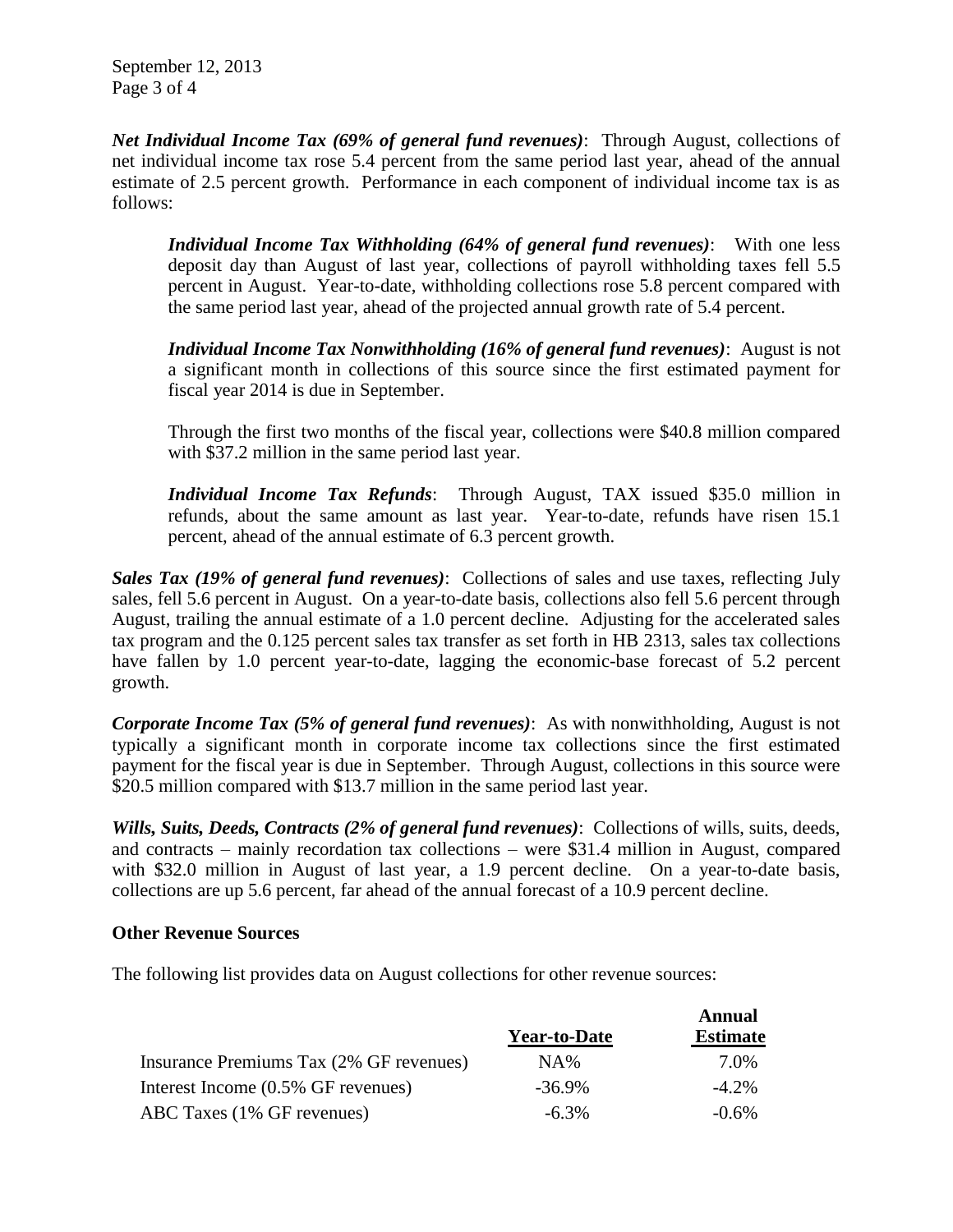***Net Individual Income Tax (69% of general fund revenues)***: Through August, collections of net individual income tax rose 5.4 percent from the same period last year, ahead of the annual estimate of 2.5 percent growth. Performance in each component of individual income tax is as follows:

> ***Individual Income Tax Withholding (64% of general fund revenues)***: With one less deposit day than August of last year, collections of payroll withholding taxes fell 5.5 percent in August. Year-to-date, withholding collections rose 5.8 percent compared with the same period last year, ahead of the projected annual growth rate of 5.4 percent.
>
> ***Individual Income Tax Nonwithholding (16% of general fund revenues)***: August is not a significant month in collections of this source since the first estimated payment for fiscal year 2014 is due in September.
>
> Through the first two months of the fiscal year, collections were $40.8 million compared with $37.2 million in the same period last year.
>
> ***Individual Income Tax Refunds***: Through August, TAX issued $35.0 million in refunds, about the same amount as last year. Year-to-date, refunds have risen 15.1 percent, ahead of the annual estimate of 6.3 percent growth.

***Sales Tax (19% of general fund revenues)***: Collections of sales and use taxes, reflecting July sales, fell 5.6 percent in August. On a year-to-date basis, collections also fell 5.6 percent through August, trailing the annual estimate of a 1.0 percent decline. Adjusting for the accelerated sales tax program and the 0.125 percent sales tax transfer as set forth in HB 2313, sales tax collections have fallen by 1.0 percent year-to-date, lagging the economic-base forecast of 5.2 percent growth.

***Corporate Income Tax (5% of general fund revenues)***: As with nonwithholding, August is not typically a significant month in corporate income tax collections since the first estimated payment for the fiscal year is due in September. Through August, collections in this source were $20.5 million compared with $13.7 million in the same period last year.

***Wills, Suits, Deeds, Contracts (2% of general fund revenues)***: Collections of wills, suits, deeds, and contracts – mainly recordation tax collections – were $31.4 million in August, compared with $32.0 million in August of last year, a 1.9 percent decline. On a year-to-date basis, collections are up 5.6 percent, far ahead of the annual forecast of a 10.9 percent decline.

**Other Revenue Sources**

The following list provides data on August collections for other revenue sources:

| | Year-to-Date | Annual Estimate |
|---|---|---|
| Insurance Premiums Tax (2% GF revenues) | NA% | 7.0% |
| Interest Income (0.5% GF revenues) | -36.9% | -4.2% |
| ABC Taxes (1% GF revenues) | -6.3% | -0.6% |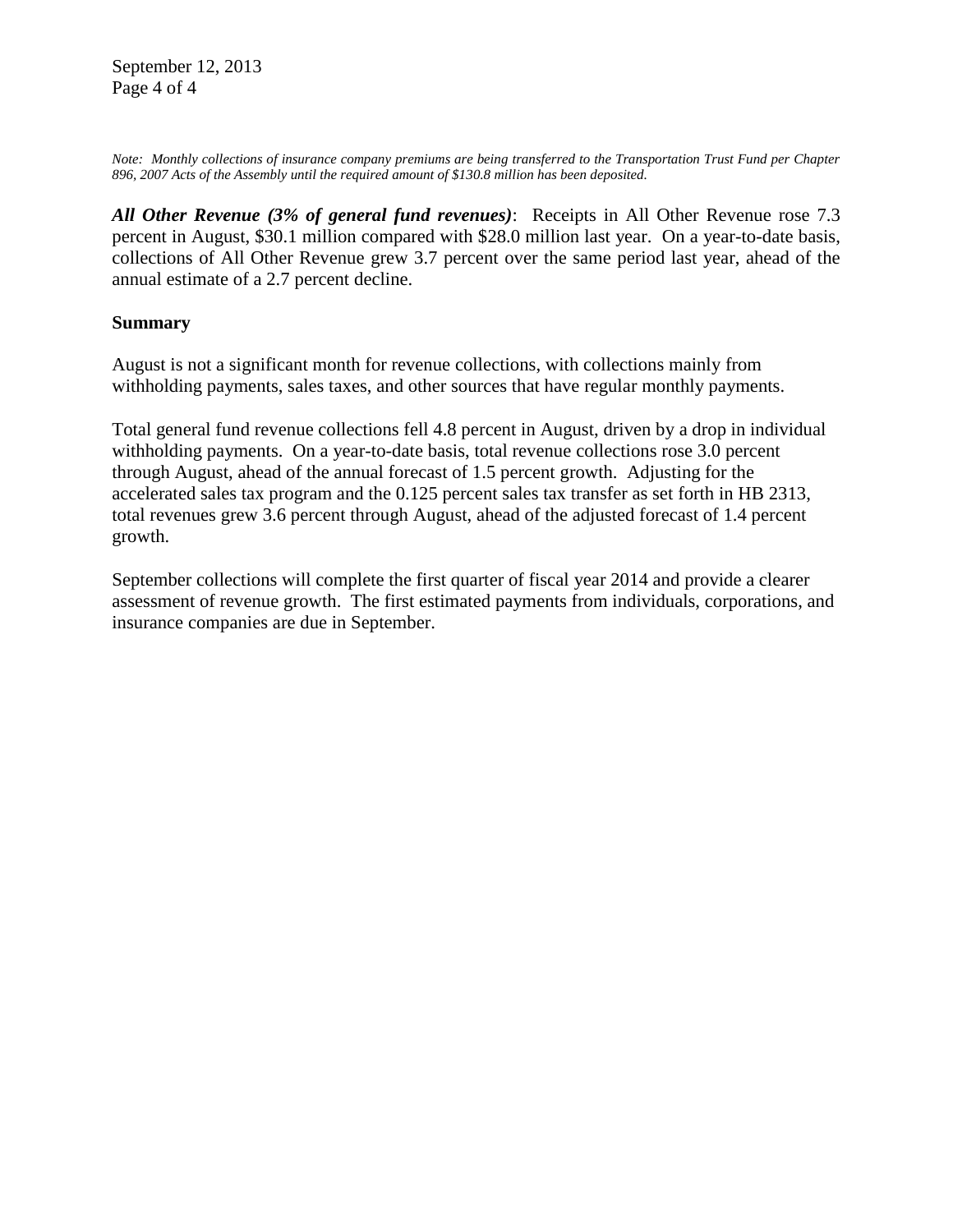*Note: Monthly collections of insurance company premiums are being transferred to the Transportation Trust Fund per Chapter 896, 2007 Acts of the Assembly until the required amount of $130.8 million has been deposited.*

***All Other Revenue (3% of general fund revenues)***: Receipts in All Other Revenue rose 7.3 percent in August, $30.1 million compared with $28.0 million last year. On a year-to-date basis, collections of All Other Revenue grew 3.7 percent over the same period last year, ahead of the annual estimate of a 2.7 percent decline.

**Summary**

August is not a significant month for revenue collections, with collections mainly from withholding payments, sales taxes, and other sources that have regular monthly payments.

Total general fund revenue collections fell 4.8 percent in August, driven by a drop in individual withholding payments. On a year-to-date basis, total revenue collections rose 3.0 percent through August, ahead of the annual forecast of 1.5 percent growth. Adjusting for the accelerated sales tax program and the 0.125 percent sales tax transfer as set forth in HB 2313, total revenues grew 3.6 percent through August, ahead of the adjusted forecast of 1.4 percent growth.

September collections will complete the first quarter of fiscal year 2014 and provide a clearer assessment of revenue growth. The first estimated payments from individuals, corporations, and insurance companies are due in September.